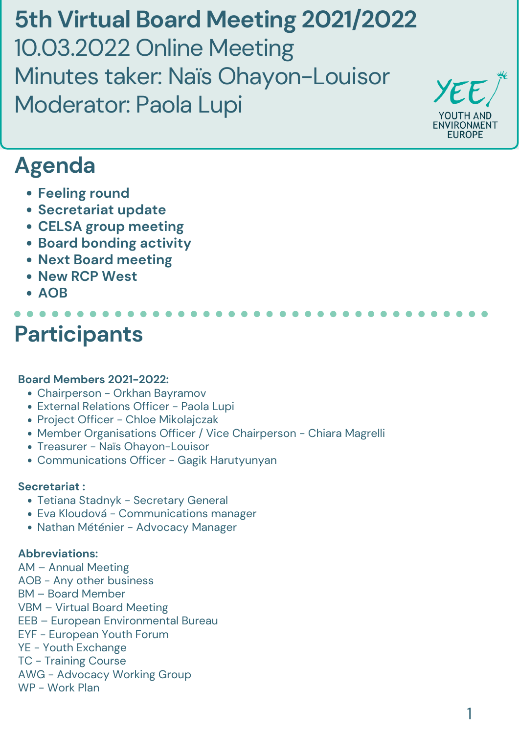# 5th Virtual Board Meeting 2021/2022

10.03.2022 Online Meeting

Minutes taker: Naïs Ohayon-Louisor

Moderator: Paola Lupi

YEE YOUTH AND ENVIRONMENT EUROPE

## Agenda

- **Feeling round**
- **Secretariat update**
- **CELSA group meeting**
- **Board bonding activity**
- **Next Board meeting**
- **New RCP West**
- **AOB**

## Participants

**Board Members 2021-2022:**

- Chairperson - Orkhan Bayramov
- External Relations Officer - Paola Lupi
- Project Officer - Chloe Mikolajczak
- Member Organisations Officer / Vice Chairperson - Chiara Magrelli
- Treasurer - Naïs Ohayon-Louisor
- Communications Officer - Gagik Harutyunyan

**Secretariat :**

- Tetiana Stadnyk - Secretary General
- Eva Kloudová - Communications manager
- Nathan Méténier - Advocacy Manager

**Abbreviations:**

AM – Annual Meeting
AOB - Any other business
BM – Board Member
VBM – Virtual Board Meeting
EEB – European Environmental Bureau
EYF - European Youth Forum
YE - Youth Exchange
TC - Training Course
AWG - Advocacy Working Group
WP - Work Plan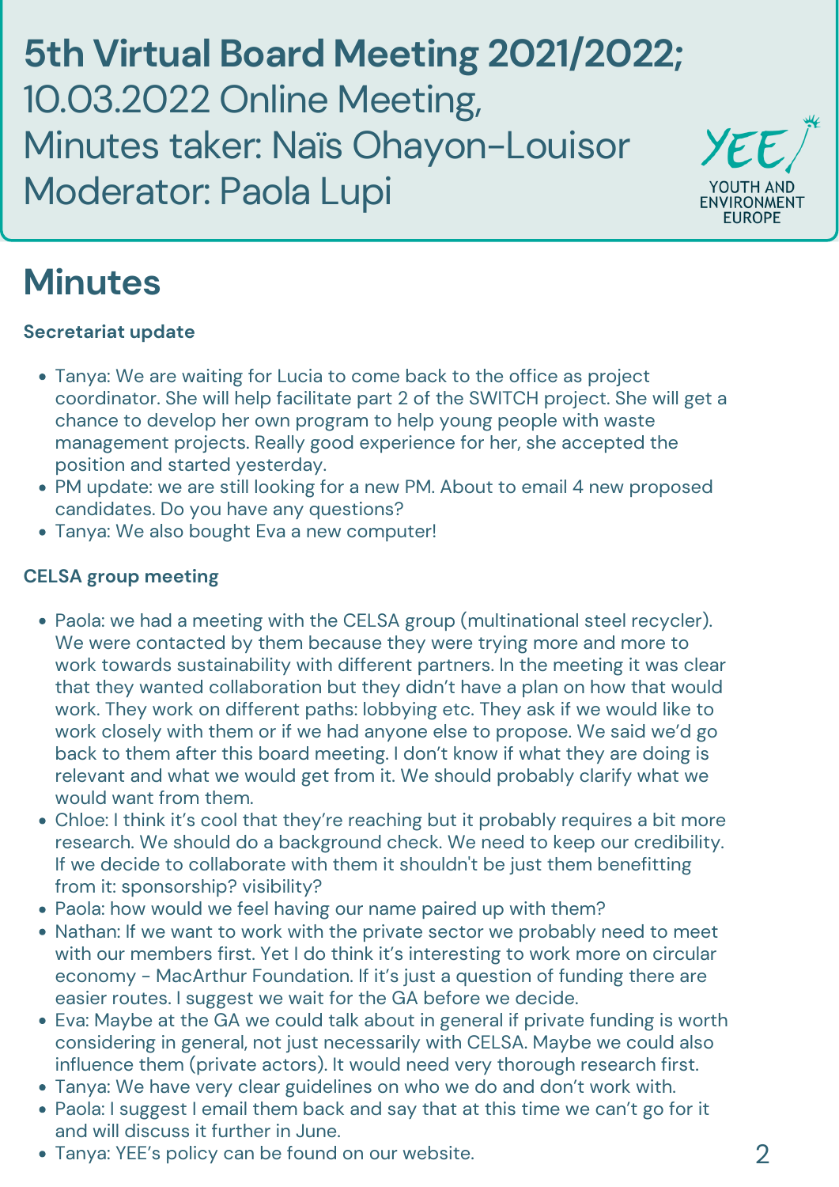# 5th Virtual Board Meeting 2021/2022;

10.03.2022 Online Meeting,

Minutes taker: Naïs Ohayon-Louisor

Moderator: Paola Lupi

YEE YOUTH AND ENVIRONMENT EUROPE

# Minutes

**Secretariat update**

- Tanya: We are waiting for Lucia to come back to the office as project coordinator. She will help facilitate part 2 of the SWITCH project. She will get a chance to develop her own program to help young people with waste management projects. Really good experience for her, she accepted the position and started yesterday.
- PM update: we are still looking for a new PM. About to email 4 new proposed candidates. Do you have any questions?
- Tanya: We also bought Eva a new computer!

**CELSA group meeting**

- Paola: we had a meeting with the CELSA group (multinational steel recycler). We were contacted by them because they were trying more and more to work towards sustainability with different partners. In the meeting it was clear that they wanted collaboration but they didn't have a plan on how that would work. They work on different paths: lobbying etc. They ask if we would like to work closely with them or if we had anyone else to propose. We said we'd go back to them after this board meeting. I don't know if what they are doing is relevant and what we would get from it. We should probably clarify what we would want from them.
- Chloe: I think it's cool that they're reaching but it probably requires a bit more research. We should do a background check. We need to keep our credibility. If we decide to collaborate with them it shouldn't be just them benefitting from it: sponsorship? visibility?
- Paola: how would we feel having our name paired up with them?
- Nathan: If we want to work with the private sector we probably need to meet with our members first. Yet I do think it's interesting to work more on circular economy - MacArthur Foundation. If it's just a question of funding there are easier routes. I suggest we wait for the GA before we decide.
- Eva: Maybe at the GA we could talk about in general if private funding is worth considering in general, not just necessarily with CELSA. Maybe we could also influence them (private actors). It would need very thorough research first.
- Tanya: We have very clear guidelines on who we do and don't work with.
- Paola: I suggest I email them back and say that at this time we can't go for it and will discuss it further in June.
- Tanya: YEE's policy can be found on our website.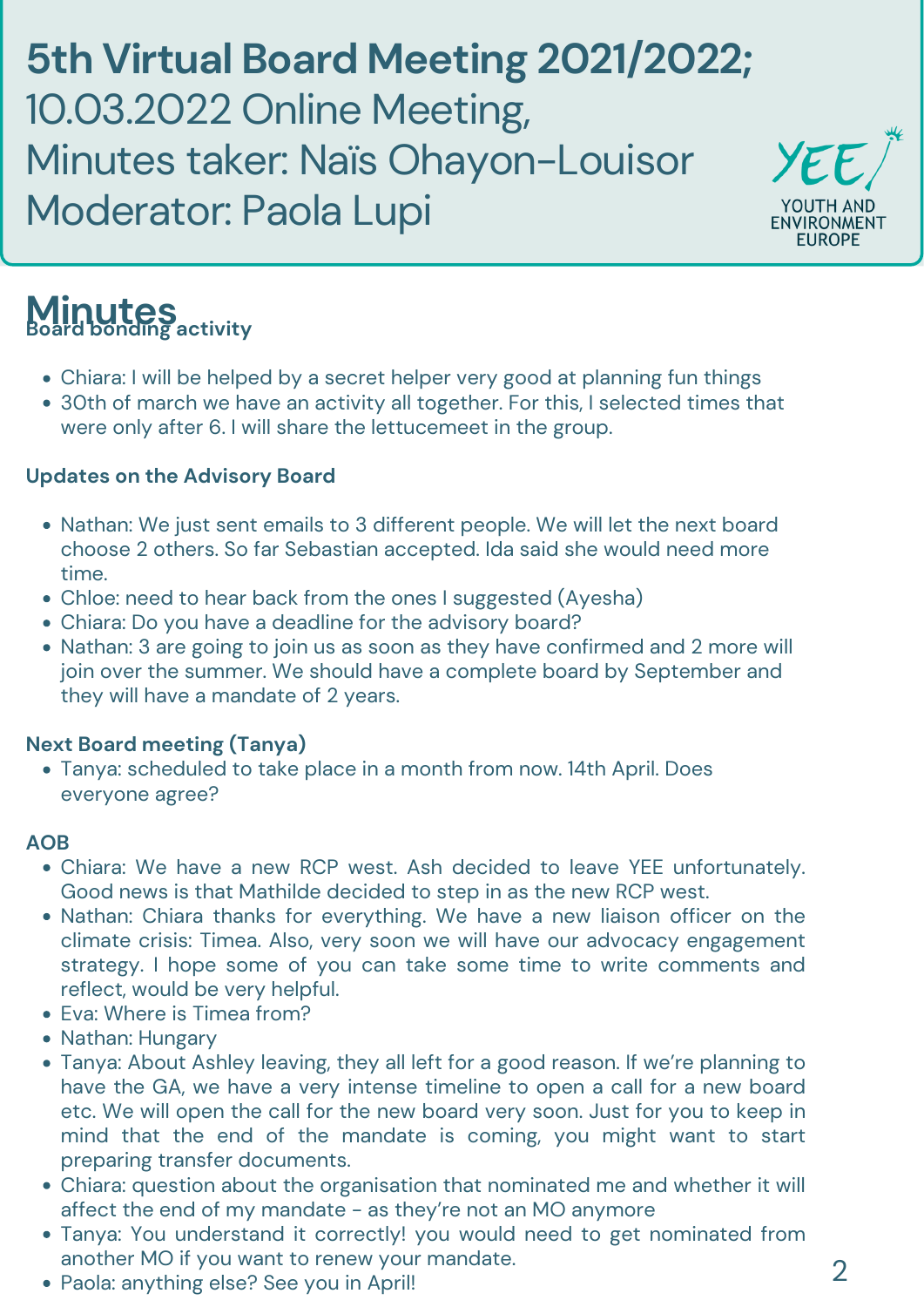# 5th Virtual Board Meeting 2021/2022;

10.03.2022 Online Meeting,
Minutes taker: Naïs Ohayon-Louisor
Moderator: Paola Lupi

YEE YOUTH AND ENVIRONMENT EUROPE

## Minutes

**Board bonding activity**

- Chiara: I will be helped by a secret helper very good at planning fun things
- 30th of march we have an activity all together. For this, I selected times that were only after 6. I will share the lettucemeet in the group.

**Updates on the Advisory Board**

- Nathan: We just sent emails to 3 different people. We will let the next board choose 2 others. So far Sebastian accepted. Ida said she would need more time.
- Chloe: need to hear back from the ones I suggested (Ayesha)
- Chiara: Do you have a deadline for the advisory board?
- Nathan: 3 are going to join us as soon as they have confirmed and 2 more will join over the summer. We should have a complete board by September and they will have a mandate of 2 years.

**Next Board meeting (Tanya)**

- Tanya: scheduled to take place in a month from now. 14th April. Does everyone agree?

**AOB**

- Chiara: We have a new RCP west. Ash decided to leave YEE unfortunately. Good news is that Mathilde decided to step in as the new RCP west.
- Nathan: Chiara thanks for everything. We have a new liaison officer on the climate crisis: Timea. Also, very soon we will have our advocacy engagement strategy. I hope some of you can take some time to write comments and reflect, would be very helpful.
- Eva: Where is Timea from?
- Nathan: Hungary
- Tanya: About Ashley leaving, they all left for a good reason. If we're planning to have the GA, we have a very intense timeline to open a call for a new board etc. We will open the call for the new board very soon. Just for you to keep in mind that the end of the mandate is coming, you might want to start preparing transfer documents.
- Chiara: question about the organisation that nominated me and whether it will affect the end of my mandate - as they're not an MO anymore
- Tanya: You understand it correctly! you would need to get nominated from another MO if you want to renew your mandate.
- Paola: anything else? See you in April!